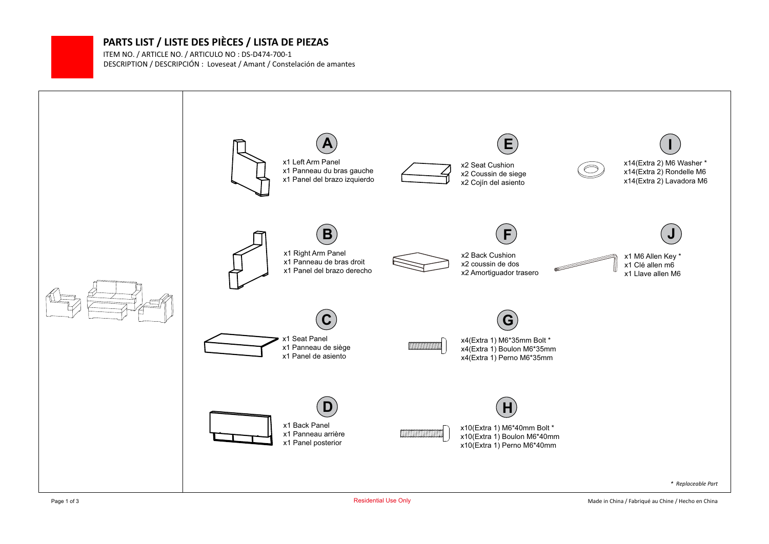# PARTS LIST / LISTE DES PIÈCES / LISTA DE PIEZAS

ITEM NO. / ARTICLE NO. / ARTICULO NO : DS-D474-700-1

DESCRIPTION / DESCRIPCIÓN : Loveseat / Amant / Constelación de amantes

**A**
x1 Left Arm Panel
x1 Panneau du bras gauche
x1 Panel del brazo izquierdo

**B**
x1 Right Arm Panel
x1 Panneau de bras droit
x1 Panel del brazo derecho

**C**
x1 Seat Panel
x1 Panneau de siège
x1 Panel de asiento

**D**
x1 Back Panel
x1 Panneau arrière
x1 Panel posterior

**E**
x2 Seat Cushion
x2 Coussin de siege
x2 Cojín del asiento

**F**
x2 Back Cushion
x2 coussin de dos
x2 Amortiguador trasero

**G**
x4(Extra 1) M6*35mm Bolt *
x4(Extra 1) Boulon M6*35mm
x4(Extra 1) Perno M6*35mm

**H**
x10(Extra 1) M6*40mm Bolt *
x10(Extra 1) Boulon M6*40mm
x10(Extra 1) Perno M6*40mm

**I**
x14(Extra 2) M6 Washer *
x14(Extra 2) Rondelle M6
x14(Extra 2) Lavadora M6

**J**
x1 M6 Allen Key *
x1 Clé allen m6
x1 Llave allen M6

*\* Replaceable Part*

Residential Use Only

Made in China / Fabriqué au Chine / Hecho en China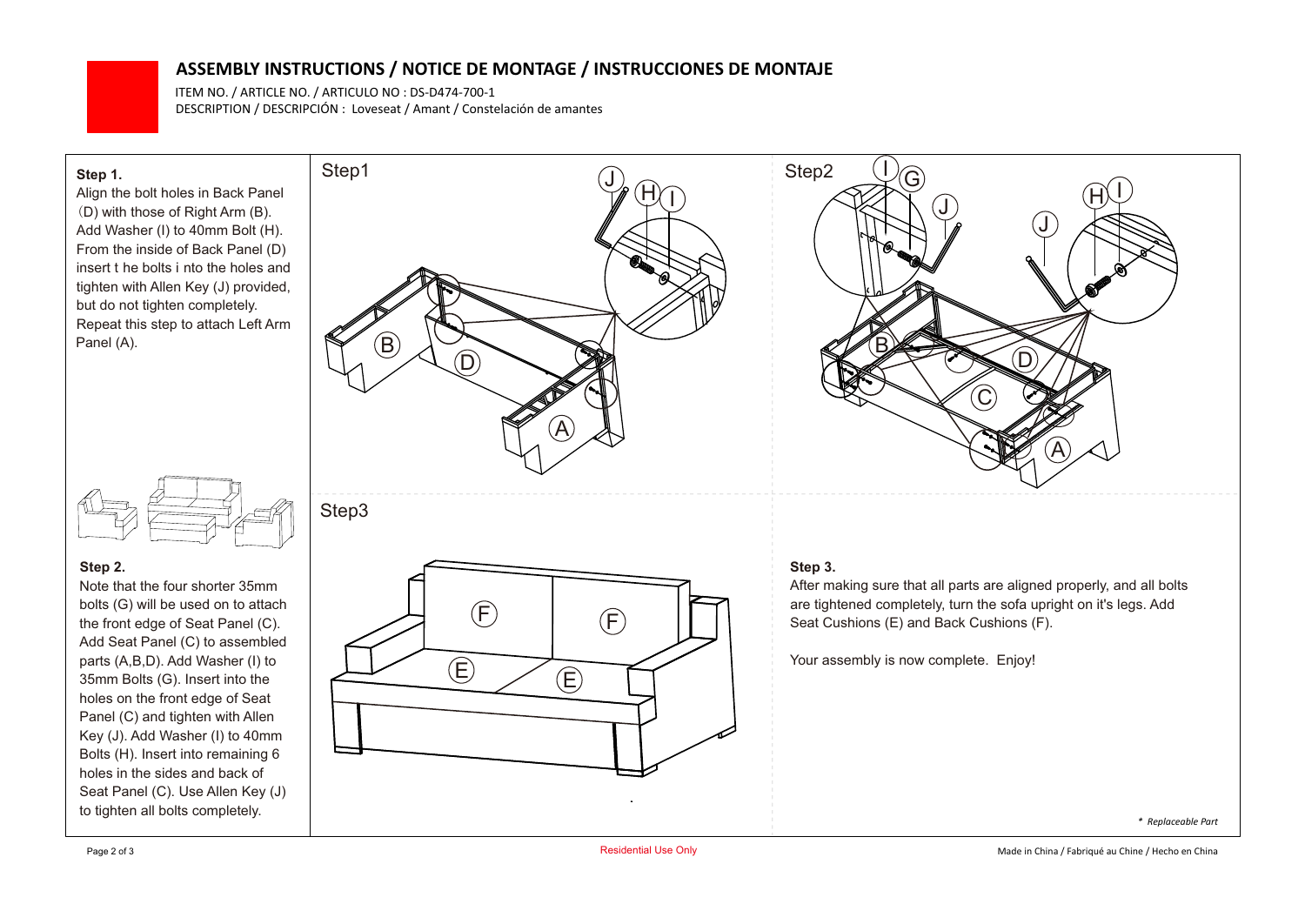# ASSEMBLY INSTRUCTIONS / NOTICE DE MONTAGE / INSTRUCCIONES DE MONTAJE

ITEM NO. / ARTICLE NO. / ARTICULO NO : DS-D474-700-1
DESCRIPTION / DESCRIPCIÓN : Loveseat / Amant / Constelación de amantes

**Step 1.**
Align the bolt holes in Back Panel (D) with those of Right Arm (B). Add Washer (I) to 40mm Bolt (H). From the inside of Back Panel (D) insert t he bolts i nto the holes and tighten with Allen Key (J) provided, but do not tighten completely. Repeat this step to attach Left Arm Panel (A).

**Step 2.**
Note that the four shorter 35mm bolts (G) will be used on to attach the front edge of Seat Panel (C). Add Seat Panel (C) to assembled parts (A,B,D). Add Washer (I) to 35mm Bolts (G). Insert into the holes on the front edge of Seat Panel (C) and tighten with Allen Key (J). Add Washer (I) to 40mm Bolts (H). Insert into remaining 6 holes in the sides and back of Seat Panel (C). Use Allen Key (J) to tighten all bolts completely.

**Step 3.**
After making sure that all parts are aligned properly, and all bolts are tightened completely, turn the sofa upright on it's legs. Add Seat Cushions (E) and Back Cushions (F).

Your assembly is now complete. Enjoy!

*\* Replaceable Part*

Residential Use Only

Made in China / Fabriqué au Chine / Hecho en China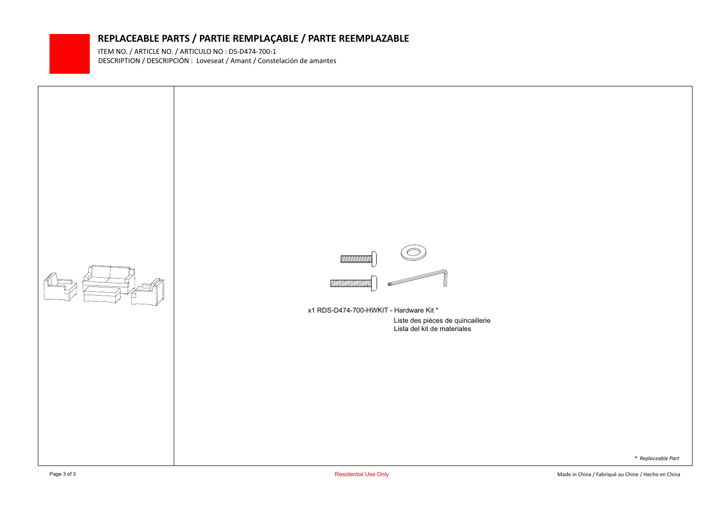# REPLACEABLE PARTS / PARTIE REMPLAÇABLE / PARTE REEMPLAZABLE

ITEM NO. / ARTICLE NO. / ARTICULO NO : DS-D474-700-1
DESCRIPTION / DESCRIPCIÓN : Loveseat / Amant / Constelación de amantes

x1 RDS-D474-700-HWKIT - Hardware Kit *
Liste des pièces de quincaillerie
Lista del kit de materiales

*\* Replaceable Part*

Residential Use Only

Made in China / Fabriqué au Chine / Hecho en China